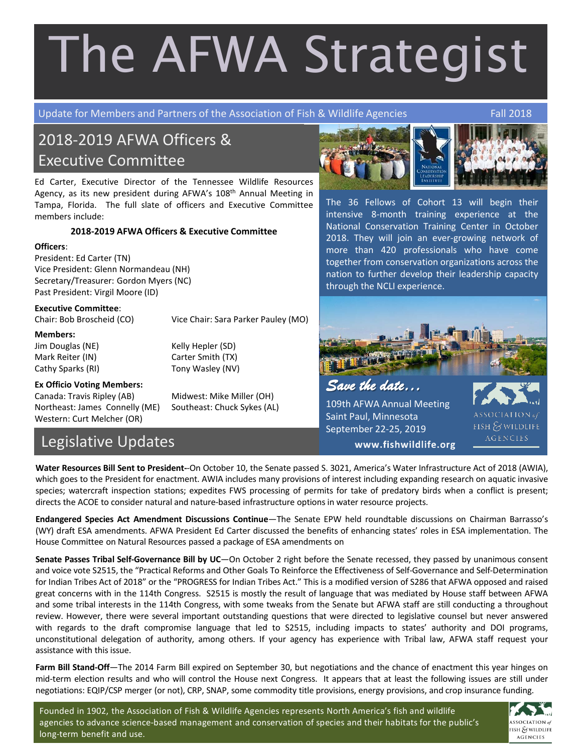# The AFWA Strategist

Update for Members and Partners of the Association of Fish & Wildlife Agencies — Fall 2018

## 2018-2019 AFWA Officers & Executive Committee

Ed Carter, Executive Director of the Tennessee Wildlife Resources Agency, as its new president during AFWA's 108th Annual Meeting in Tampa, Florida. The full slate of officers and Executive Committee members include:

**2018-2019 AFWA Officers & Executive Committee**

**Officers**:
President: Ed Carter (TN)
Vice President: Glenn Normandeau (NH)
Secretary/Treasurer: Gordon Myers (NC)
Past President: Virgil Moore (ID)

**Executive Committee**:
Chair: Bob Broscheid (CO)
Vice Chair: Sara Parker Pauley (MO)

**Members:**
Jim Douglas (NE)
Mark Reiter (IN)
Cathy Sparks (RI)
Kelly Hepler (SD)
Carter Smith (TX)
Tony Wasley (NV)

**Ex Officio Voting Members:**
Canada: Travis Ripley (AB)
Northeast: James Connelly (ME)
Western: Curt Melcher (OR)
Midwest: Mike Miller (OH)
Southeast: Chuck Sykes (AL)

The 36 Fellows of Cohort 13 will begin their intensive 8-month training experience at the National Conservation Training Center in October 2018. They will join an ever-growing network of more than 420 professionals who have come together from conservation organizations across the nation to further develop their leadership capacity through the NCLI experience.

*Save the date...*
109th AFWA Annual Meeting
Saint Paul, Minnesota
September 22-25, 2019
**www.fishwildlife.org**

## Legislative Updates

**Water Resources Bill Sent to President**--On October 10, the Senate passed S. 3021, America's Water Infrastructure Act of 2018 (AWIA), which goes to the President for enactment. AWIA includes many provisions of interest including expanding research on aquatic invasive species; watercraft inspection stations; expedites FWS processing of permits for take of predatory birds when a conflict is present; directs the ACOE to consider natural and nature-based infrastructure options in water resource projects.

**Endangered Species Act Amendment Discussions Continue**—The Senate EPW held roundtable discussions on Chairman Barrasso's (WY) draft ESA amendments. AFWA President Ed Carter discussed the benefits of enhancing states' roles in ESA implementation. The House Committee on Natural Resources passed a package of ESA amendments on

**Senate Passes Tribal Self-Governance Bill by UC**—On October 2 right before the Senate recessed, they passed by unanimous consent and voice vote S2515, the "Practical Reforms and Other Goals To Reinforce the Effectiveness of Self-Governance and Self-Determination for Indian Tribes Act of 2018" or the "PROGRESS for Indian Tribes Act." This is a modified version of S286 that AFWA opposed and raised great concerns with in the 114th Congress. S2515 is mostly the result of language that was mediated by House staff between AFWA and some tribal interests in the 114th Congress, with some tweaks from the Senate but AFWA staff are still conducting a throughout review. However, there were several important outstanding questions that were directed to legislative counsel but never answered with regards to the draft compromise language that led to S2515, including impacts to states' authority and DOI programs, unconstitutional delegation of authority, among others. If your agency has experience with Tribal law, AFWA staff request your assistance with this issue.

**Farm Bill Stand-Off**—The 2014 Farm Bill expired on September 30, but negotiations and the chance of enactment this year hinges on mid-term election results and who will control the House next Congress. It appears that at least the following issues are still under negotiations: EQIP/CSP merger (or not), CRP, SNAP, some commodity title provisions, energy provisions, and crop insurance funding.

Founded in 1902, the Association of Fish & Wildlife Agencies represents North America's fish and wildlife agencies to advance science-based management and conservation of species and their habitats for the public's long-term benefit and use.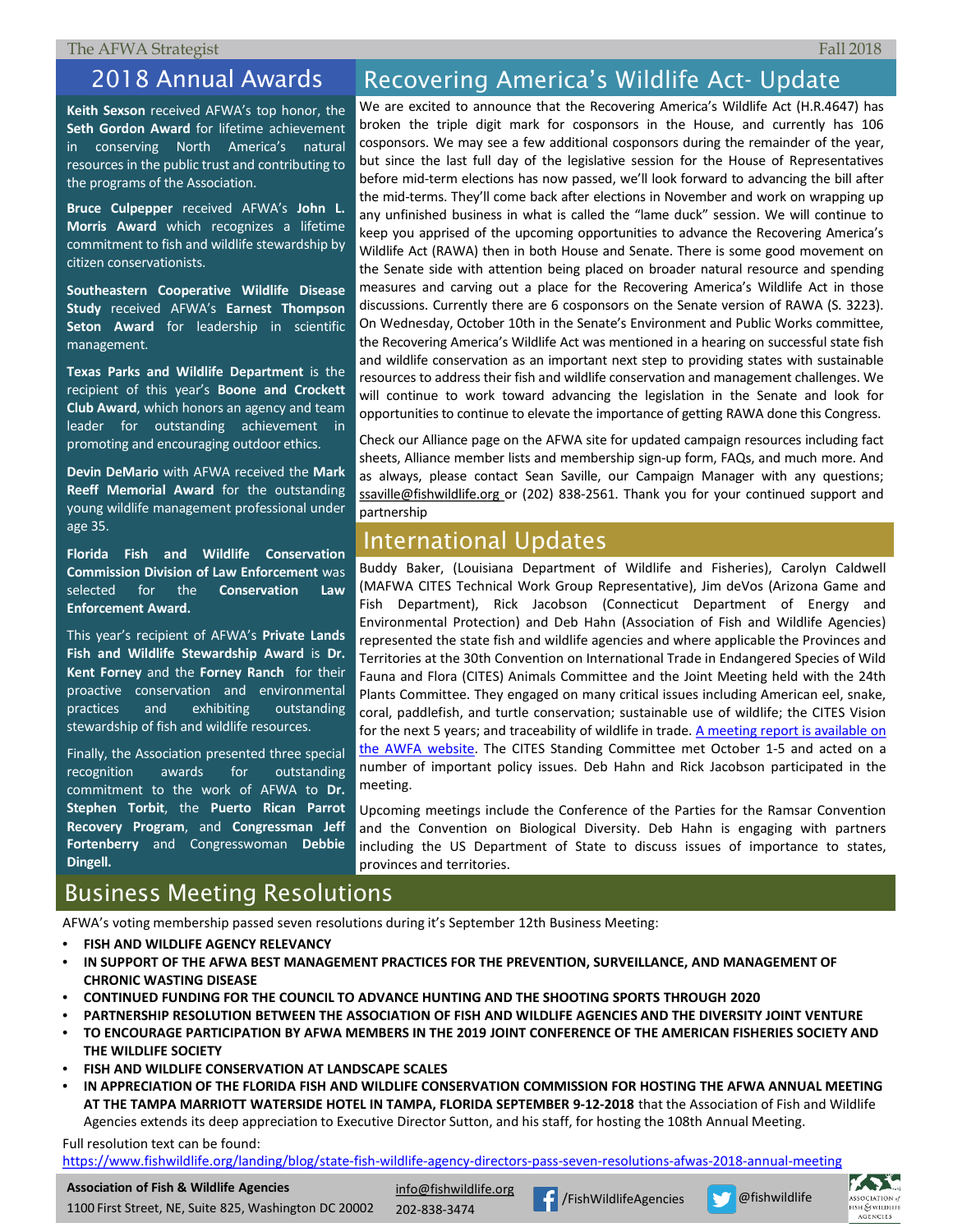## 2018 Annual Awards

**Keith Sexson** received AFWA's top honor, the **Seth Gordon Award** for lifetime achievement in conserving North America's natural resources in the public trust and contributing to the programs of the Association.

**Bruce Culpepper** received AFWA's **John L. Morris Award** which recognizes a lifetime commitment to fish and wildlife stewardship by citizen conservationists.

**Southeastern Cooperative Wildlife Disease Study** received AFWA's **Earnest Thompson Seton Award** for leadership in scientific management.

**Texas Parks and Wildlife Department** is the recipient of this year's **Boone and Crockett Club Award**, which honors an agency and team leader for outstanding achievement in promoting and encouraging outdoor ethics.

**Devin DeMario** with AFWA received the **Mark Reeff Memorial Award** for the outstanding young wildlife management professional under age 35.

**Florida Fish and Wildlife Conservation Commission Division of Law Enforcement** was selected for the **Conservation Law Enforcement Award.**

This year's recipient of AFWA's **Private Lands Fish and Wildlife Stewardship Award** is **Dr. Kent Forney** and the **Forney Ranch** for their proactive conservation and environmental practices and exhibiting outstanding stewardship of fish and wildlife resources.

Finally, the Association presented three special recognition awards for outstanding commitment to the work of AFWA to **Dr. Stephen Torbit**, the **Puerto Rican Parrot Recovery Program**, and **Congressman Jeff Fortenberry** and Congresswoman **Debbie Dingell.**

## Recovering America's Wildlife Act- Update

We are excited to announce that the Recovering America's Wildlife Act (H.R.4647) has broken the triple digit mark for cosponsors in the House, and currently has 106 cosponsors. We may see a few additional cosponsors during the remainder of the year, but since the last full day of the legislative session for the House of Representatives before mid-term elections has now passed, we'll look forward to advancing the bill after the mid-terms. They'll come back after elections in November and work on wrapping up any unfinished business in what is called the "lame duck" session. We will continue to keep you apprised of the upcoming opportunities to advance the Recovering America's Wildlife Act (RAWA) then in both House and Senate. There is some good movement on the Senate side with attention being placed on broader natural resource and spending measures and carving out a place for the Recovering America's Wildlife Act in those discussions. Currently there are 6 cosponsors on the Senate version of RAWA (S. 3223). On Wednesday, October 10th in the Senate's Environment and Public Works committee, the Recovering America's Wildlife Act was mentioned in a hearing on successful state fish and wildlife conservation as an important next step to providing states with sustainable resources to address their fish and wildlife conservation and management challenges. We will continue to work toward advancing the legislation in the Senate and look for opportunities to continue to elevate the importance of getting RAWA done this Congress.

Check our Alliance page on the AFWA site for updated campaign resources including fact sheets, Alliance member lists and membership sign-up form, FAQs, and much more. And as always, please contact Sean Saville, our Campaign Manager with any questions; ssaville@fishwildlife.org or (202) 838-2561. Thank you for your continued support and partnership

## International Updates

Buddy Baker, (Louisiana Department of Wildlife and Fisheries), Carolyn Caldwell (MAFWA CITES Technical Work Group Representative), Jim deVos (Arizona Game and Fish Department), Rick Jacobson (Connecticut Department of Energy and Environmental Protection) and Deb Hahn (Association of Fish and Wildlife Agencies) represented the state fish and wildlife agencies and where applicable the Provinces and Territories at the 30th Convention on International Trade in Endangered Species of Wild Fauna and Flora (CITES) Animals Committee and the Joint Meeting held with the 24th Plants Committee. They engaged on many critical issues including American eel, snake, coral, paddlefish, and turtle conservation; sustainable use of wildlife; the CITES Vision for the next 5 years; and traceability of wildlife in trade. A meeting report is available on the AWFA website. The CITES Standing Committee met October 1-5 and acted on a number of important policy issues. Deb Hahn and Rick Jacobson participated in the meeting.

Upcoming meetings include the Conference of the Parties for the Ramsar Convention and the Convention on Biological Diversity. Deb Hahn is engaging with partners including the US Department of State to discuss issues of importance to states, provinces and territories.

## Business Meeting Resolutions

AFWA's voting membership passed seven resolutions during it's September 12th Business Meeting:

- **FISH AND WILDLIFE AGENCY RELEVANCY**
- **IN SUPPORT OF THE AFWA BEST MANAGEMENT PRACTICES FOR THE PREVENTION, SURVEILLANCE, AND MANAGEMENT OF CHRONIC WASTING DISEASE**
- **CONTINUED FUNDING FOR THE COUNCIL TO ADVANCE HUNTING AND THE SHOOTING SPORTS THROUGH 2020**
- **PARTNERSHIP RESOLUTION BETWEEN THE ASSOCIATION OF FISH AND WILDLIFE AGENCIES AND THE DIVERSITY JOINT VENTURE**
- **TO ENCOURAGE PARTICIPATION BY AFWA MEMBERS IN THE 2019 JOINT CONFERENCE OF THE AMERICAN FISHERIES SOCIETY AND THE WILDLIFE SOCIETY**
- **FISH AND WILDLIFE CONSERVATION AT LANDSCAPE SCALES**
- **IN APPRECIATION OF THE FLORIDA FISH AND WILDLIFE CONSERVATION COMMISSION FOR HOSTING THE AFWA ANNUAL MEETING AT THE TAMPA MARRIOTT WATERSIDE HOTEL IN TAMPA, FLORIDA SEPTEMBER 9-12-2018** that the Association of Fish and Wildlife Agencies extends its deep appreciation to Executive Director Sutton, and his staff, for hosting the 108th Annual Meeting.

Full resolution text can be found:
https://www.fishwildlife.org/landing/blog/state-fish-wildlife-agency-directors-pass-seven-resolutions-afwas-2018-annual-meeting

**Association of Fish & Wildlife Agencies**
1100 First Street, NE, Suite 825, Washington DC 20002
info@fishwildlife.org
202-838-3474
/FishWildlifeAgencies
@fishwildlife